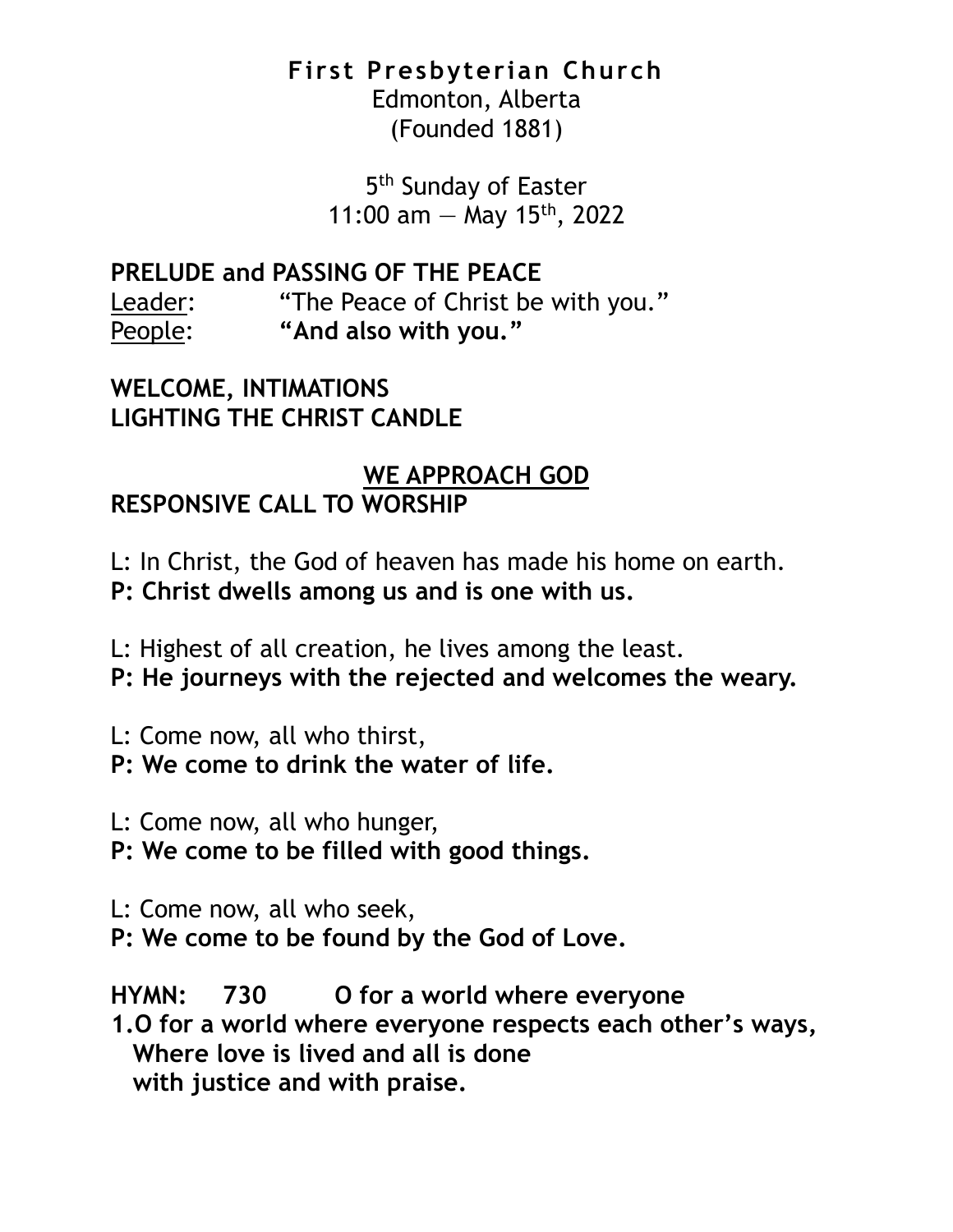# First Presbyterian Church

Edmonton, Alberta
(Founded 1881)

5th Sunday of Easter
11:00 am — May 15th, 2022

**PRELUDE and PASSING OF THE PEACE**

Leader: "The Peace of Christ be with you."
People: **"And also with you."**

**WELCOME, INTIMATIONS**
**LIGHTING THE CHRIST CANDLE**

## WE APPROACH GOD

**RESPONSIVE CALL TO WORSHIP**

L: In Christ, the God of heaven has made his home on earth.
**P: Christ dwells among us and is one with us.**

L: Highest of all creation, he lives among the least.
**P: He journeys with the rejected and welcomes the weary.**

L: Come now, all who thirst,
**P: We come to drink the water of life.**

L: Come now, all who hunger,
**P: We come to be filled with good things.**

L: Come now, all who seek,
**P: We come to be found by the God of Love.**

**HYMN: 730 O for a world where everyone**

**1. O for a world where everyone respects each other's ways,**
**Where love is lived and all is done**
**with justice and with praise.**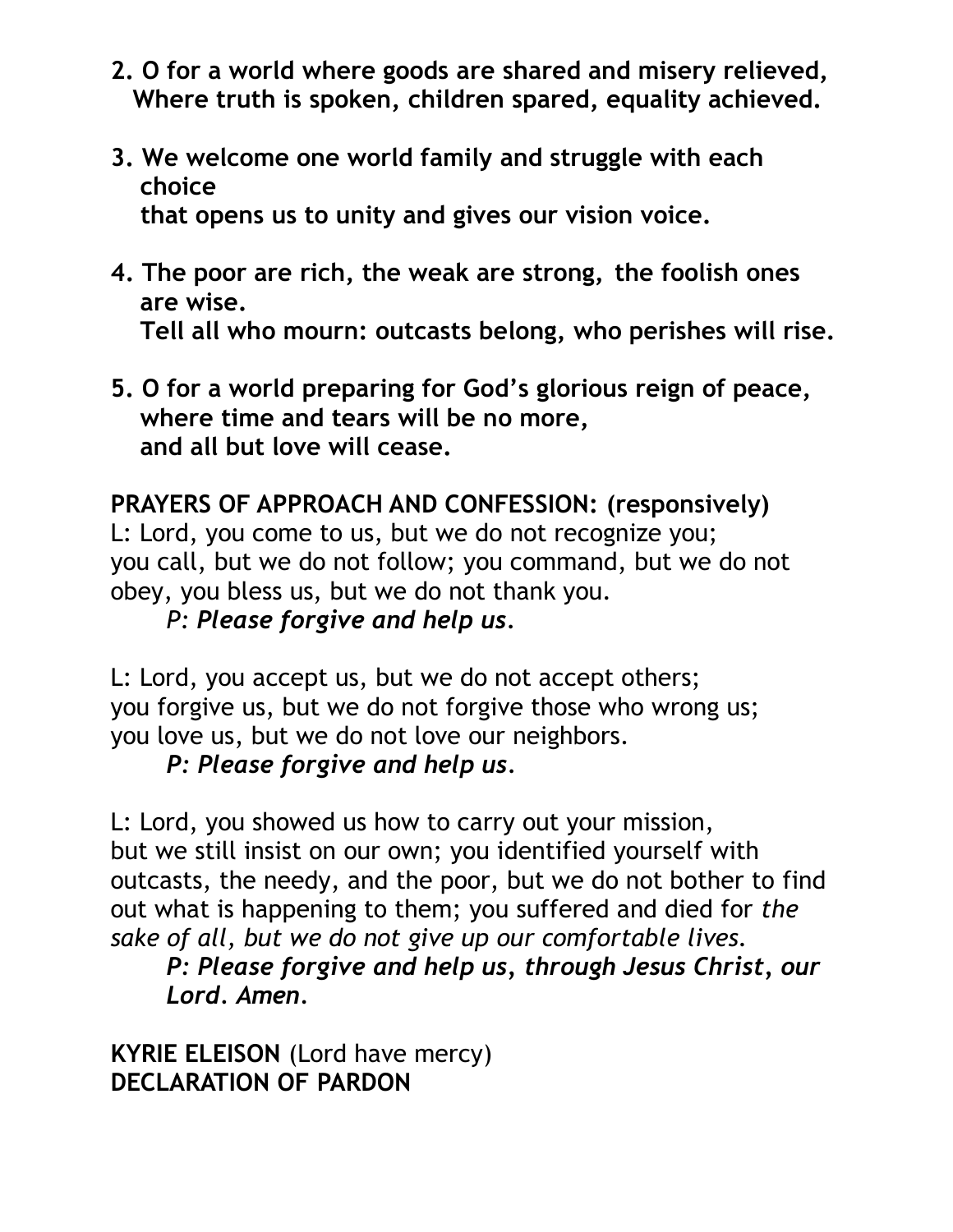**2. O for a world where goods are shared and misery relieved,**
**Where truth is spoken, children spared, equality achieved.**

**3. We welcome one world family and struggle with each choice**
**that opens us to unity and gives our vision voice.**

**4. The poor are rich, the weak are strong, the foolish ones are wise.**
**Tell all who mourn: outcasts belong, who perishes will rise.**

**5. O for a world preparing for God's glorious reign of peace,**
**where time and tears will be no more,**
**and all but love will cease.**

**PRAYERS OF APPROACH AND CONFESSION: (responsively)**

L: Lord, you come to us, but we do not recognize you; you call, but we do not follow; you command, but we do not obey, you bless us, but we do not thank you.

*P: **Please forgive and help us.***

L: Lord, you accept us, but we do not accept others; you forgive us, but we do not forgive those who wrong us; you love us, but we do not love our neighbors.

***P: Please forgive and help us.***

L: Lord, you showed us how to carry out your mission, but we still insist on our own; you identified yourself with outcasts, the needy, and the poor, but we do not bother to find out what is happening to them; you suffered and died for *the sake of all, but we do not give up our comfortable lives.*

***P: Please forgive and help us, through Jesus Christ, our Lord. Amen.***

**KYRIE ELEISON** (Lord have mercy)
**DECLARATION OF PARDON**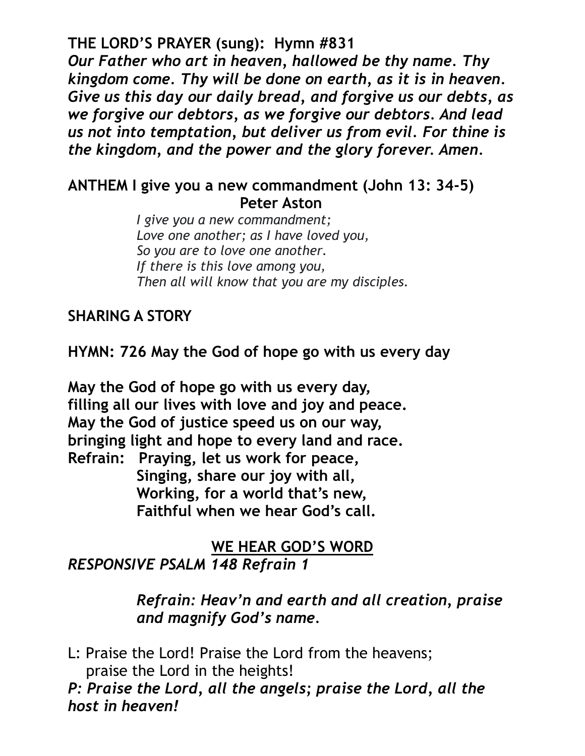**THE LORD'S PRAYER (sung): Hymn #831**
***Our Father who art in heaven, hallowed be thy name. Thy kingdom come. Thy will be done on earth, as it is in heaven. Give us this day our daily bread, and forgive us our debts, as we forgive our debtors, as we forgive our debtors. And lead us not into temptation, but deliver us from evil. For thine is the kingdom, and the power and the glory forever. Amen.***

**ANTHEM I give you a new commandment (John 13: 34-5)**
**Peter Aston**

*I give you a new commandment;*
*Love one another; as I have loved you,*
*So you are to love one another.*
*If there is this love among you,*
*Then all will know that you are my disciples.*

**SHARING A STORY**

**HYMN: 726 May the God of hope go with us every day**

**May the God of hope go with us every day,**
**filling all our lives with love and joy and peace.**
**May the God of justice speed us on our way,**
**bringing light and hope to every land and race.**
**Refrain: Praying, let us work for peace,**
**Singing, share our joy with all,**
**Working, for a world that's new,**
**Faithful when we hear God's call.**

## WE HEAR GOD'S WORD

*RESPONSIVE PSALM 148 Refrain 1*

*Refrain: Heav'n and earth and all creation, praise and magnify God's name.*

L: Praise the Lord! Praise the Lord from the heavens; praise the Lord in the heights!
***P: Praise the Lord, all the angels; praise the Lord, all the host in heaven!***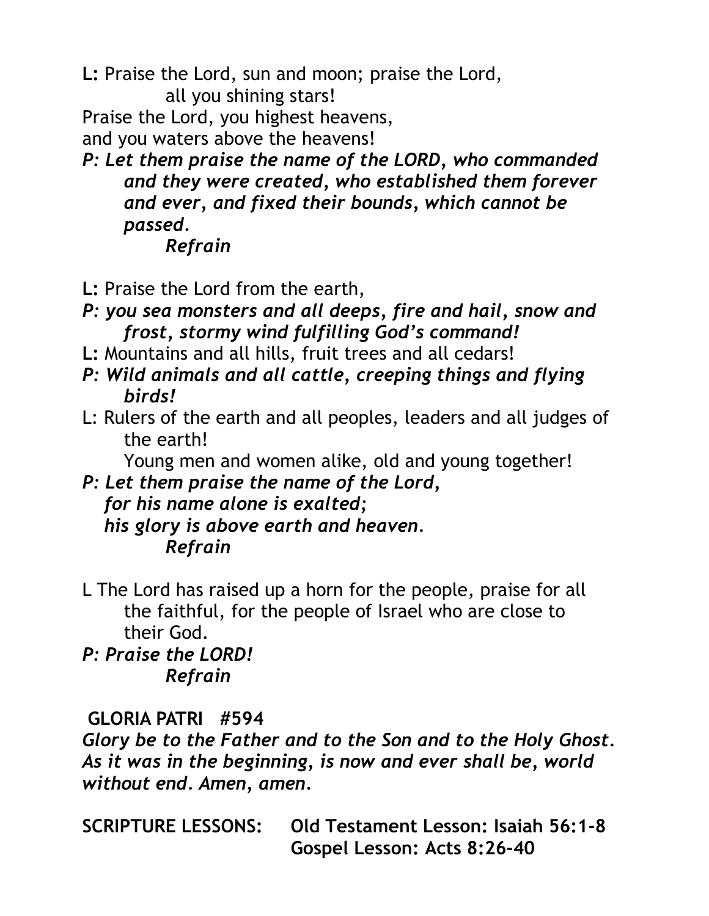**L:** Praise the Lord, sun and moon; praise the Lord, all you shining stars!
Praise the Lord, you highest heavens,
and you waters above the heavens!

***P: Let them praise the name of the LORD, who commanded and they were created, who established them forever and ever, and fixed their bounds, which cannot be passed.***
***Refrain***

**L:** Praise the Lord from the earth,

***P: you sea monsters and all deeps, fire and hail, snow and frost, stormy wind fulfilling God's command!***

**L:** Mountains and all hills, fruit trees and all cedars!

***P: Wild animals and all cattle, creeping things and flying birds!***

L: Rulers of the earth and all peoples, leaders and all judges of the earth!
Young men and women alike, old and young together!

***P: Let them praise the name of the Lord,***
***for his name alone is exalted;***
***his glory is above earth and heaven.***
***Refrain***

L The Lord has raised up a horn for the people, praise for all the faithful, for the people of Israel who are close to their God.

***P: Praise the LORD!***
***Refrain***

**GLORIA PATRI #594**

***Glory be to the Father and to the Son and to the Holy Ghost. As it was in the beginning, is now and ever shall be, world without end. Amen, amen.***

**SCRIPTURE LESSONS: Old Testament Lesson: Isaiah 56:1-8**
**Gospel Lesson: Acts 8:26-40**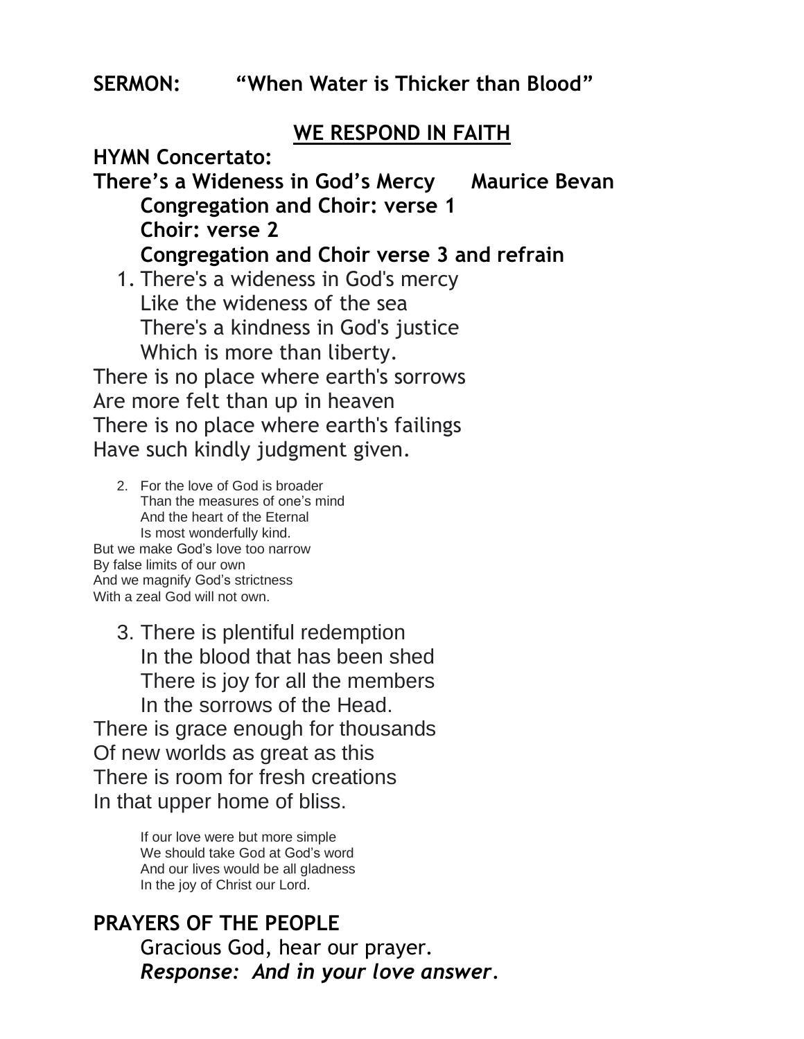**SERMON: “When Water is Thicker than Blood”**

## WE RESPOND IN FAITH

**HYMN Concertato:**
**There’s a Wideness in God’s Mercy Maurice Bevan**
**Congregation and Choir: verse 1**
**Choir: verse 2**
**Congregation and Choir verse 3 and refrain**

1. There's a wideness in God's mercy
   Like the wideness of the sea
   There's a kindness in God's justice
   Which is more than liberty.

There is no place where earth's sorrows
Are more felt than up in heaven
There is no place where earth's failings
Have such kindly judgment given.

2. For the love of God is broader
   Than the measures of one’s mind
   And the heart of the Eternal
   Is most wonderfully kind.

But we make God’s love too narrow
By false limits of our own
And we magnify God’s strictness
With a zeal God will not own.

3. There is plentiful redemption
   In the blood that has been shed
   There is joy for all the members
   In the sorrows of the Head.

There is grace enough for thousands
Of new worlds as great as this
There is room for fresh creations
In that upper home of bliss.

If our love were but more simple
We should take God at God’s word
And our lives would be all gladness
In the joy of Christ our Lord.

**PRAYERS OF THE PEOPLE**

Gracious God, hear our prayer.
***Response: And in your love answer.***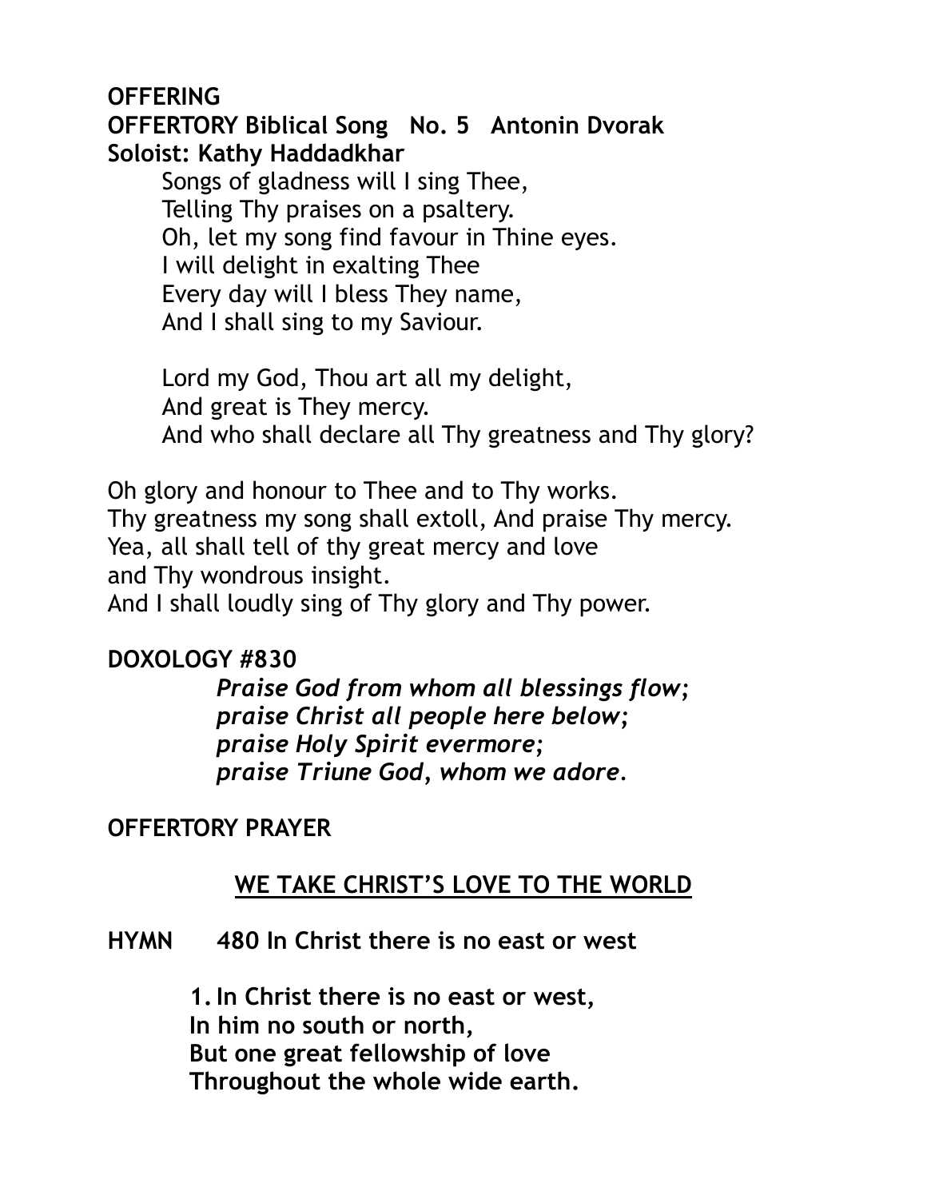**OFFERING**

**OFFERTORY Biblical Song No. 5 Antonin Dvorak**

**Soloist: Kathy Haddadkhar**

Songs of gladness will I sing Thee,
Telling Thy praises on a psaltery.
Oh, let my song find favour in Thine eyes.
I will delight in exalting Thee
Every day will I bless They name,
And I shall sing to my Saviour.

Lord my God, Thou art all my delight,
And great is They mercy.
And who shall declare all Thy greatness and Thy glory?

Oh glory and honour to Thee and to Thy works.
Thy greatness my song shall extoll, And praise Thy mercy.
Yea, all shall tell of thy great mercy and love
and Thy wondrous insight.
And I shall loudly sing of Thy glory and Thy power.

**DOXOLOGY #830**

***Praise God from whom all blessings flow;***
***praise Christ all people here below;***
***praise Holy Spirit evermore;***
***praise Triune God, whom we adore.***

**OFFERTORY PRAYER**

## WE TAKE CHRIST'S LOVE TO THE WORLD

**HYMN 480 In Christ there is no east or west**

**1. In Christ there is no east or west,**
**In him no south or north,**
**But one great fellowship of love**
**Throughout the whole wide earth.**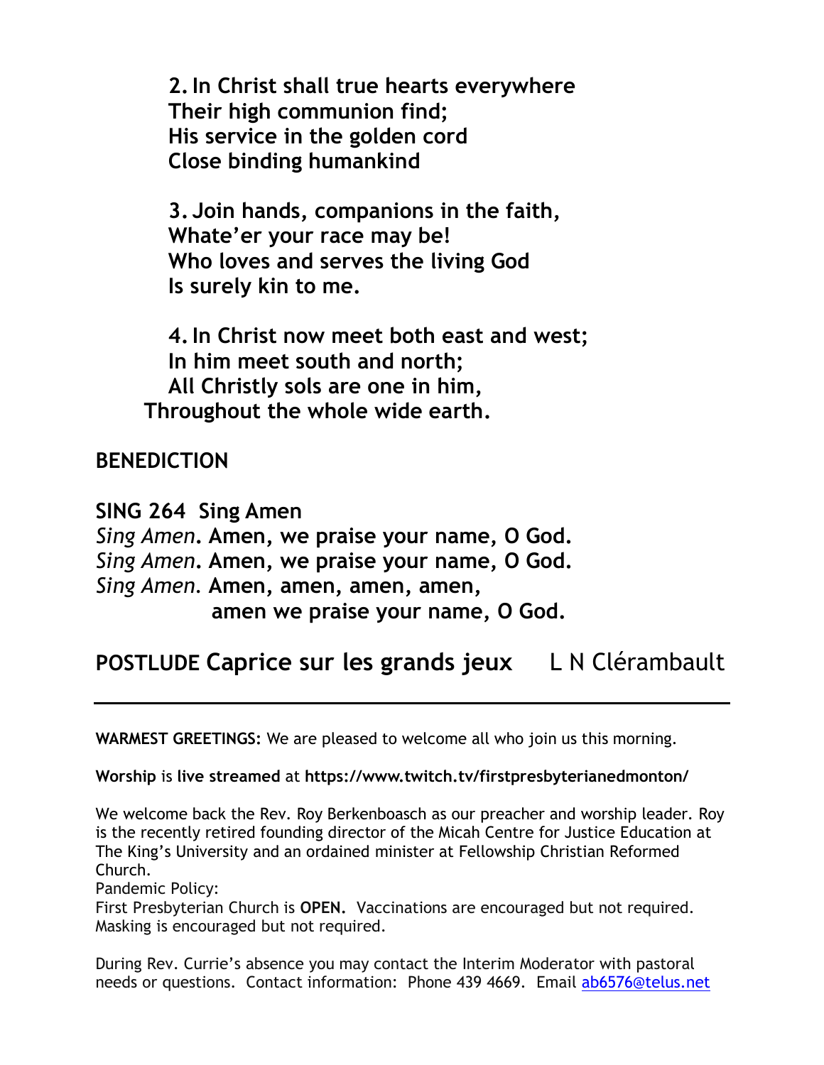**2.** **In Christ shall true hearts everywhere**
**Their high communion find;**
**His service in the golden cord**
**Close binding humankind**

**3.** **Join hands, companions in the faith,**
**Whate'er your race may be!**
**Who loves and serves the living God**
**Is surely kin to me.**

**4.** **In Christ now meet both east and west;**
**In him meet south and north;**
**All Christly sols are one in him,**
**Throughout the whole wide earth.**

**BENEDICTION**

**SING 264 Sing Amen**
*Sing Amen*. **Amen, we praise your name, O God.**
*Sing Amen*. **Amen, we praise your name, O God.**
*Sing Amen*. **Amen, amen, amen, amen,**
**amen we praise your name, O God.**

**POSTLUDE Caprice sur les grands jeux** L N Clérambault

---

**WARMEST GREETINGS**: We are pleased to welcome all who join us this morning.

**Worship** is **live streamed** at **https://www.twitch.tv/firstpresbyterianedmonton/**

We welcome back the Rev. Roy Berkenboasch as our preacher and worship leader. Roy is the recently retired founding director of the Micah Centre for Justice Education at The King's University and an ordained minister at Fellowship Christian Reformed Church.
Pandemic Policy:
First Presbyterian Church is **OPEN.** Vaccinations are encouraged but not required. Masking is encouraged but not required.

During Rev. Currie's absence you may contact the Interim Moderator with pastoral needs or questions. Contact information: Phone 439 4669. Email ab6576@telus.net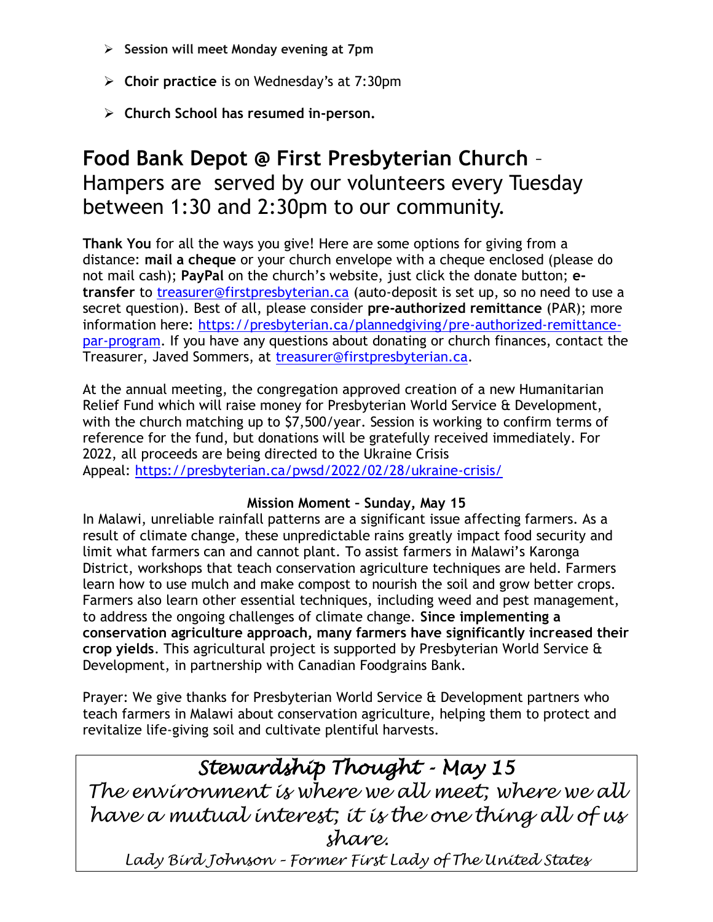- **Session will meet Monday evening at 7pm**
- **Choir practice** is on Wednesday's at 7:30pm
- **Church School has resumed in-person.**

## **Food Bank Depot @ First Presbyterian Church** – Hampers are served by our volunteers every Tuesday between 1:30 and 2:30pm to our community.

**Thank You** for all the ways you give! Here are some options for giving from a distance: **mail a cheque** or your church envelope with a cheque enclosed (please do not mail cash); **PayPal** on the church's website, just click the donate button; **e-transfer** to treasurer@firstpresbyterian.ca (auto-deposit is set up, so no need to use a secret question). Best of all, please consider **pre-authorized remittance** (PAR); more information here: https://presbyterian.ca/plannedgiving/pre-authorized-remittance-par-program. If you have any questions about donating or church finances, contact the Treasurer, Javed Sommers, at treasurer@firstpresbyterian.ca.

At the annual meeting, the congregation approved creation of a new Humanitarian Relief Fund which will raise money for Presbyterian World Service & Development, with the church matching up to $7,500/year. Session is working to confirm terms of reference for the fund, but donations will be gratefully received immediately. For 2022, all proceeds are being directed to the Ukraine Crisis Appeal: https://presbyterian.ca/pwsd/2022/02/28/ukraine-crisis/

**Mission Moment – Sunday, May 15**

In Malawi, unreliable rainfall patterns are a significant issue affecting farmers. As a result of climate change, these unpredictable rains greatly impact food security and limit what farmers can and cannot plant. To assist farmers in Malawi's Karonga District, workshops that teach conservation agriculture techniques are held. Farmers learn how to use mulch and make compost to nourish the soil and grow better crops. Farmers also learn other essential techniques, including weed and pest management, to address the ongoing challenges of climate change. **Since implementing a conservation agriculture approach, many farmers have significantly increased their crop yields**. This agricultural project is supported by Presbyterian World Service & Development, in partnership with Canadian Foodgrains Bank.

Prayer: We give thanks for Presbyterian World Service & Development partners who teach farmers in Malawi about conservation agriculture, helping them to protect and revitalize life-giving soil and cultivate plentiful harvests.

*Stewardship Thought - May 15*

*The environment is where we all meet; where we all have a mutual interest; it is the one thing all of us share.*

*Lady Bird Johnson – Former First Lady of The United States*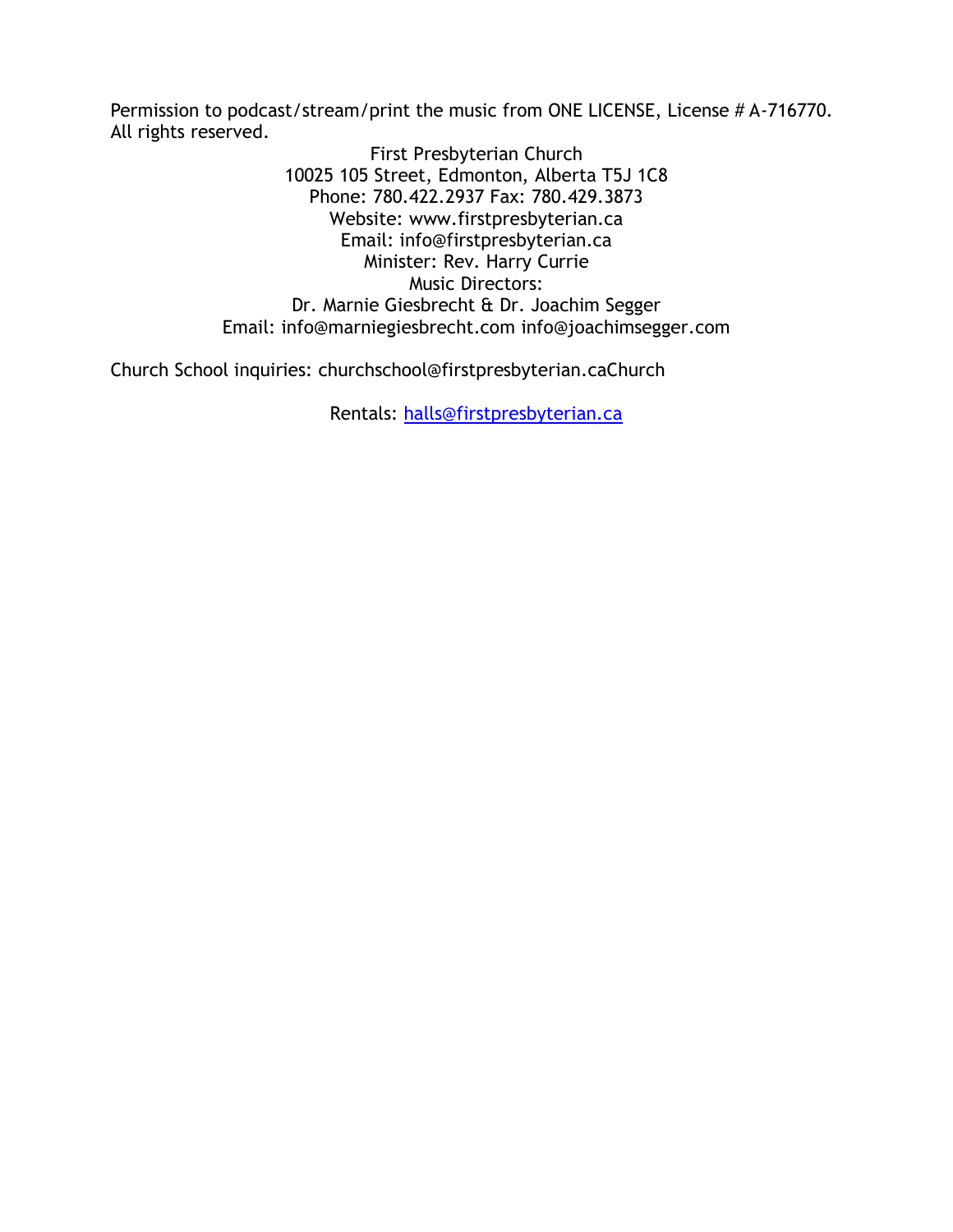Permission to podcast/stream/print the music from ONE LICENSE, License # A-716770. All rights reserved.

First Presbyterian Church
10025 105 Street, Edmonton, Alberta T5J 1C8
Phone: 780.422.2937 Fax: 780.429.3873
Website: www.firstpresbyterian.ca
Email: info@firstpresbyterian.ca
Minister: Rev. Harry Currie
Music Directors:
Dr. Marnie Giesbrecht & Dr. Joachim Segger
Email: info@marniegiesbrecht.com info@joachimsegger.com

Church School inquiries: churchschool@firstpresbyterian.caChurch

Rentals: [halls@firstpresbyterian.ca](mailto:halls@firstpresbyterian.ca)